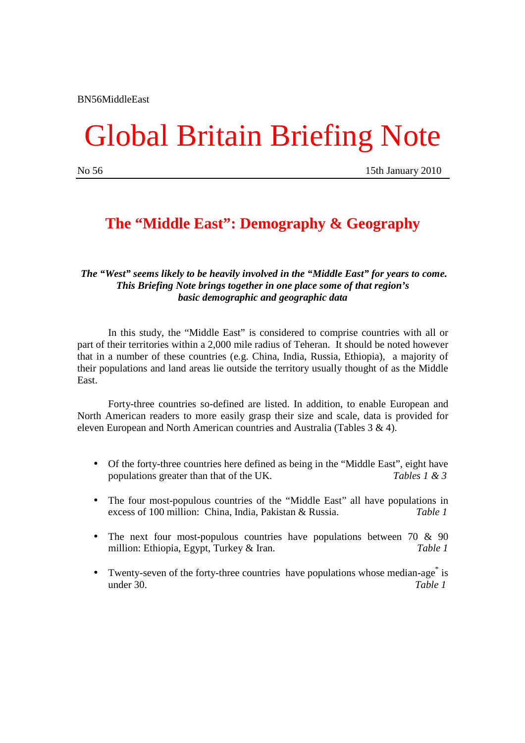BN56MiddleEast

# Global Britain Briefing Note

No 56 15th January 2010

## The "Middle East": Demography & Geography

***The "West" seems likely to be heavily involved in the "Middle East" for years to come. This Briefing Note brings together in one place some of that region's basic demographic and geographic data***

In this study, the "Middle East" is considered to comprise countries with all or part of their territories within a 2,000 mile radius of Teheran. It should be noted however that in a number of these countries (e.g. China, India, Russia, Ethiopia), a majority of their populations and land areas lie outside the territory usually thought of as the Middle East.

Forty-three countries so-defined are listed. In addition, to enable European and North American readers to more easily grasp their size and scale, data is provided for eleven European and North American countries and Australia (Tables 3 & 4).

- Of the forty-three countries here defined as being in the "Middle East", eight have populations greater than that of the UK. *Tables 1 & 3*
- The four most-populous countries of the "Middle East" all have populations in excess of 100 million: China, India, Pakistan & Russia. *Table 1*
- The next four most-populous countries have populations between 70 & 90 million: Ethiopia, Egypt, Turkey & Iran. *Table 1*
- Twenty-seven of the forty-three countries have populations whose median-age* is under 30. *Table 1*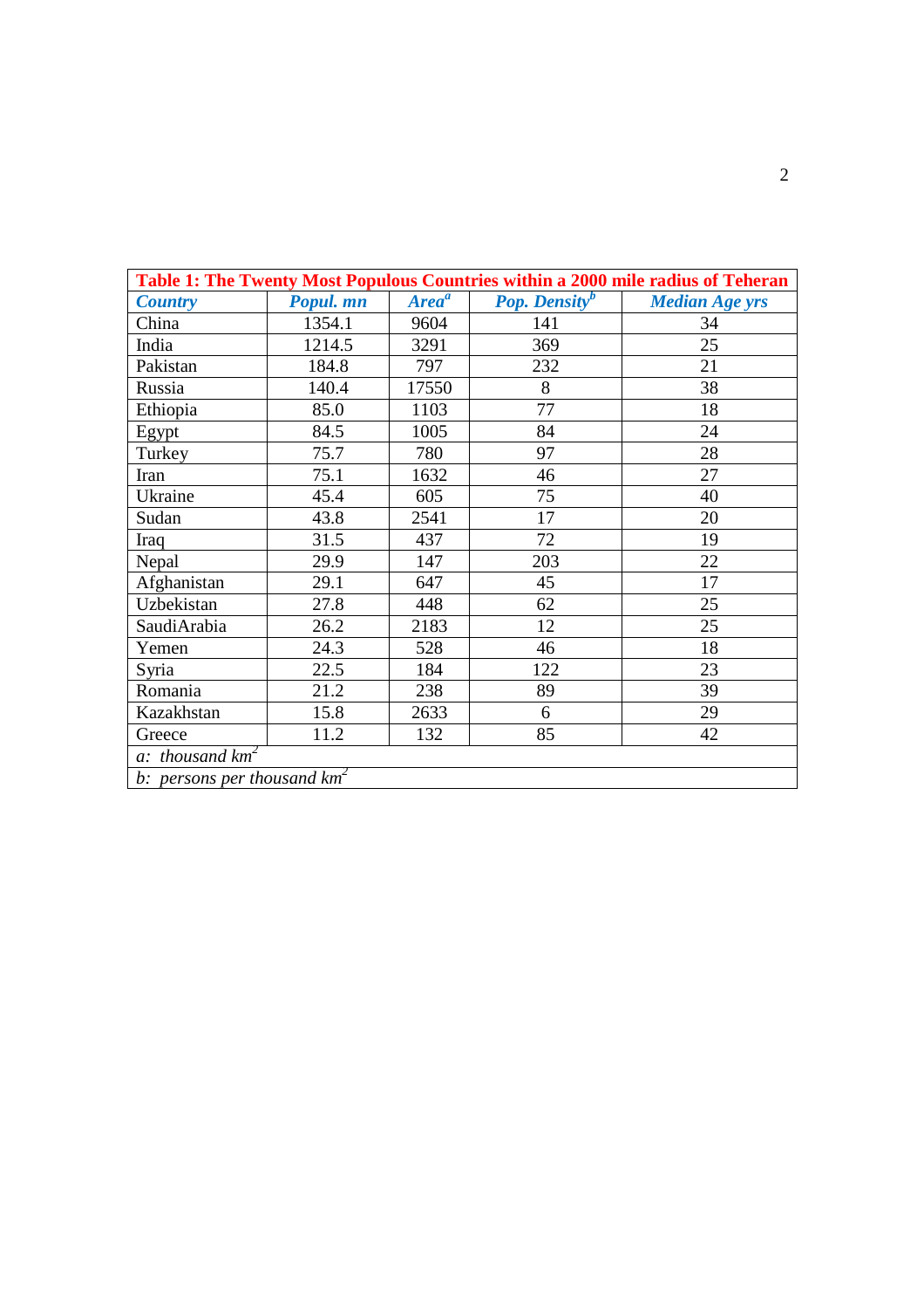**Table 1: The Twenty Most Populous Countries within a 2000 mile radius of Teheran**

| *Country* | *Popul. mn* | *Area*[a] | *Pop. Density*[b] | *Median Age yrs* |
|---|---|---|---|---|
| China | 1354.1 | 9604 | 141 | 34 |
| India | 1214.5 | 3291 | 369 | 25 |
| Pakistan | 184.8 | 797 | 232 | 21 |
| Russia | 140.4 | 17550 | 8 | 38 |
| Ethiopia | 85.0 | 1103 | 77 | 18 |
| Egypt | 84.5 | 1005 | 84 | 24 |
| Turkey | 75.7 | 780 | 97 | 28 |
| Iran | 75.1 | 1632 | 46 | 27 |
| Ukraine | 45.4 | 605 | 75 | 40 |
| Sudan | 43.8 | 2541 | 17 | 20 |
| Iraq | 31.5 | 437 | 72 | 19 |
| Nepal | 29.9 | 147 | 203 | 22 |
| Afghanistan | 29.1 | 647 | 45 | 17 |
| Uzbekistan | 27.8 | 448 | 62 | 25 |
| SaudiArabia | 26.2 | 2183 | 12 | 25 |
| Yemen | 24.3 | 528 | 46 | 18 |
| Syria | 22.5 | 184 | 122 | 23 |
| Romania | 21.2 | 238 | 89 | 39 |
| Kazakhstan | 15.8 | 2633 | 6 | 29 |
| Greece | 11.2 | 132 | 85 | 42 |

*a: thousand $km^2$*

*b: persons per thousand $km^2$*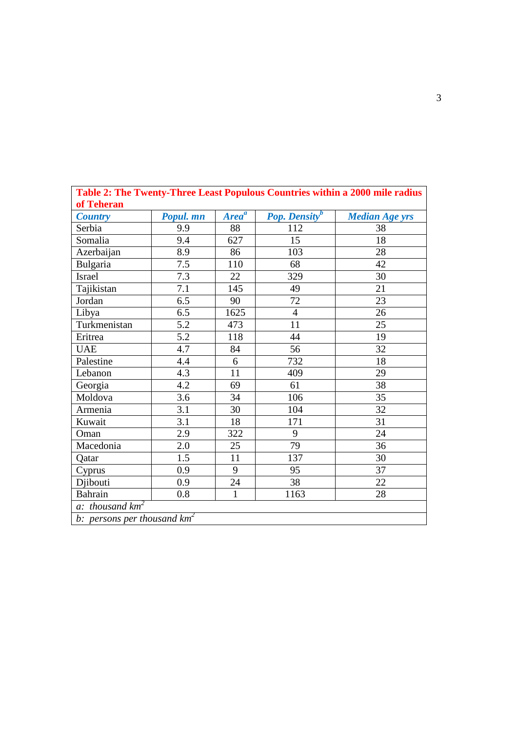**Table 2: The Twenty-Three Least Populous Countries within a 2000 mile radius of Teheran**

| *Country* | *Popul. mn* | *Area*[a] | *Pop. Density*[b] | *Median Age yrs* |
|---|---|---|---|---|
| Serbia | 9.9 | 88 | 112 | 38 |
| Somalia | 9.4 | 627 | 15 | 18 |
| Azerbaijan | 8.9 | 86 | 103 | 28 |
| Bulgaria | 7.5 | 110 | 68 | 42 |
| Israel | 7.3 | 22 | 329 | 30 |
| Tajikistan | 7.1 | 145 | 49 | 21 |
| Jordan | 6.5 | 90 | 72 | 23 |
| Libya | 6.5 | 1625 | 4 | 26 |
| Turkmenistan | 5.2 | 473 | 11 | 25 |
| Eritrea | 5.2 | 118 | 44 | 19 |
| UAE | 4.7 | 84 | 56 | 32 |
| Palestine | 4.4 | 6 | 732 | 18 |
| Lebanon | 4.3 | 11 | 409 | 29 |
| Georgia | 4.2 | 69 | 61 | 38 |
| Moldova | 3.6 | 34 | 106 | 35 |
| Armenia | 3.1 | 30 | 104 | 32 |
| Kuwait | 3.1 | 18 | 171 | 31 |
| Oman | 2.9 | 322 | 9 | 24 |
| Macedonia | 2.0 | 25 | 79 | 36 |
| Qatar | 1.5 | 11 | 137 | 30 |
| Cyprus | 0.9 | 9 | 95 | 37 |
| Djibouti | 0.9 | 24 | 38 | 22 |
| Bahrain | 0.8 | 1 | 1163 | 28 |

*a: thousand* $km^2$

*b: persons per thousand* $km^2$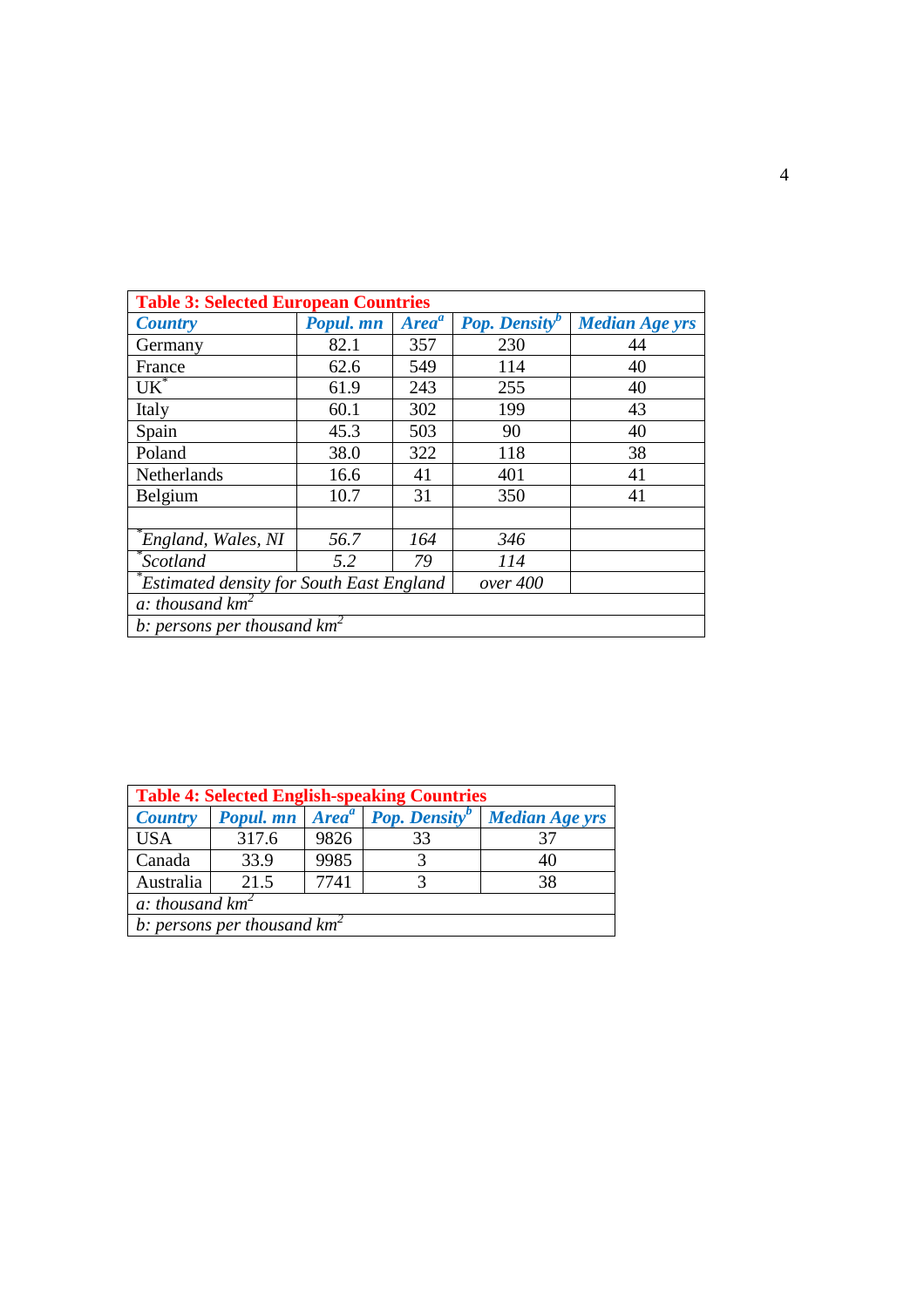| **Table 3: Selected European Countries** | | | | |
|---|---|---|---|---|
| ***Country*** | ***Popul. mn*** | ***Area[a]*** | ***Pop. Density[b]*** | ***Median Age yrs*** |
| Germany | 82.1 | 357 | 230 | 44 |
| France | 62.6 | 549 | 114 | 40 |
| UK* | 61.9 | 243 | 255 | 40 |
| Italy | 60.1 | 302 | 199 | 43 |
| Spain | 45.3 | 503 | 90 | 40 |
| Poland | 38.0 | 322 | 118 | 38 |
| Netherlands | 16.6 | 41 | 401 | 41 |
| Belgium | 10.7 | 31 | 350 | 41 |
| | | | | |
| **England, Wales, NI* | *56.7* | *164* | *346* | |
| **Scotland* | *5.2* | *79* | *114* | |
| **Estimated density for South East England* | | | *over 400* | |
| *a: thousand km²* | | | | |
| *b: persons per thousand km²* | | | | |

| **Table 4: Selected English-speaking Countries** | | | | |
|---|---|---|---|---|
| ***Country*** | ***Popul. mn*** | ***Area[a]*** | ***Pop. Density[b]*** | ***Median Age yrs*** |
| USA | 317.6 | 9826 | 33 | 37 |
| Canada | 33.9 | 9985 | 3 | 40 |
| Australia | 21.5 | 7741 | 3 | 38 |
| *a: thousand km²* | | | | |
| *b: persons per thousand km²* | | | | |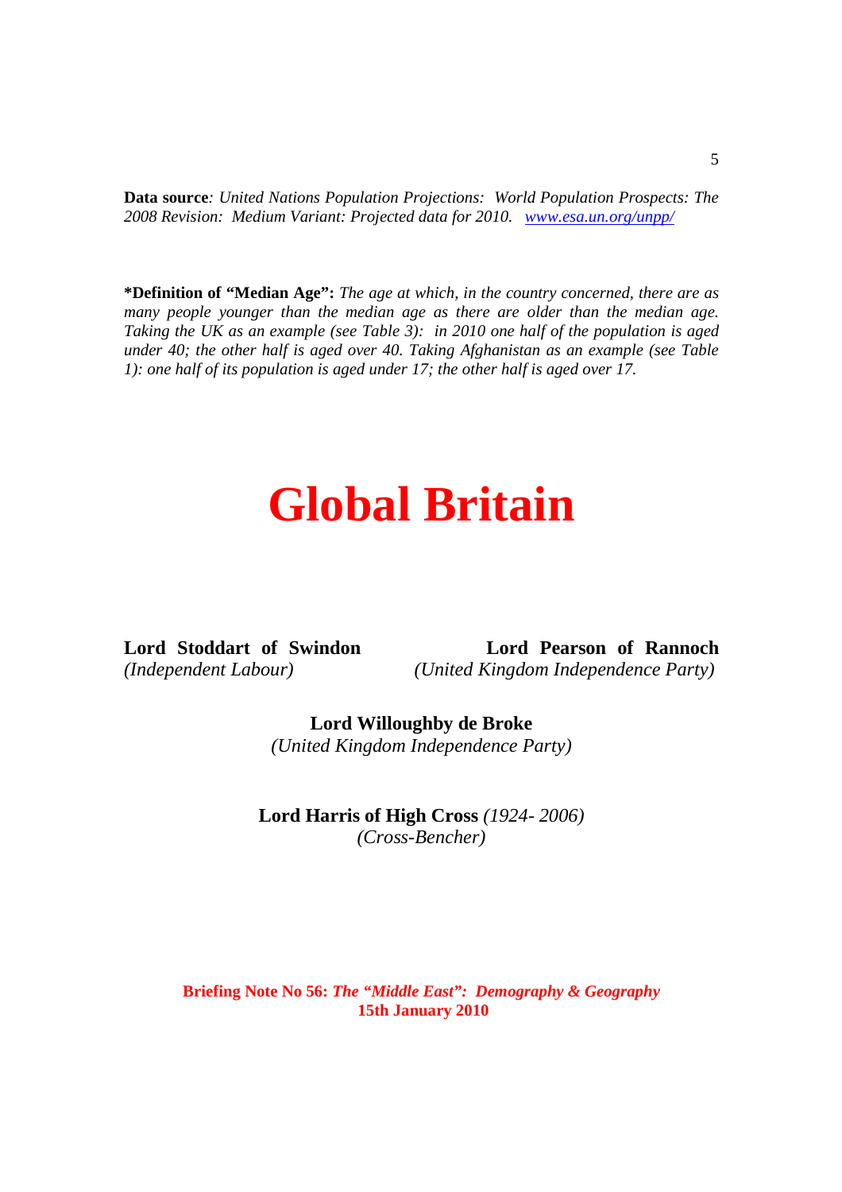**Data source**: *United Nations Population Projections: World Population Prospects: The 2008 Revision: Medium Variant: Projected data for 2010.* [www.esa.un.org/unpp/](www.esa.un.org/unpp/)

***Definition of "Median Age":** *The age at which, in the country concerned, there are as many people younger than the median age as there are older than the median age. Taking the UK as an example (see Table 3): in 2010 one half of the population is aged under 40; the other half is aged over 40. Taking Afghanistan as an example (see Table 1): one half of its population is aged under 17; the other half is aged over 17.*

# Global Britain

**Lord Stoddart of Swindon**
*(Independent Labour)*

**Lord Pearson of Rannoch**
*(United Kingdom Independence Party)*

**Lord Willoughby de Broke**
*(United Kingdom Independence Party)*

**Lord Harris of High Cross** *(1924- 2006)*
*(Cross-Bencher)*

**Briefing Note No 56:** ***The "Middle East": Demography & Geography***
**15th January 2010**